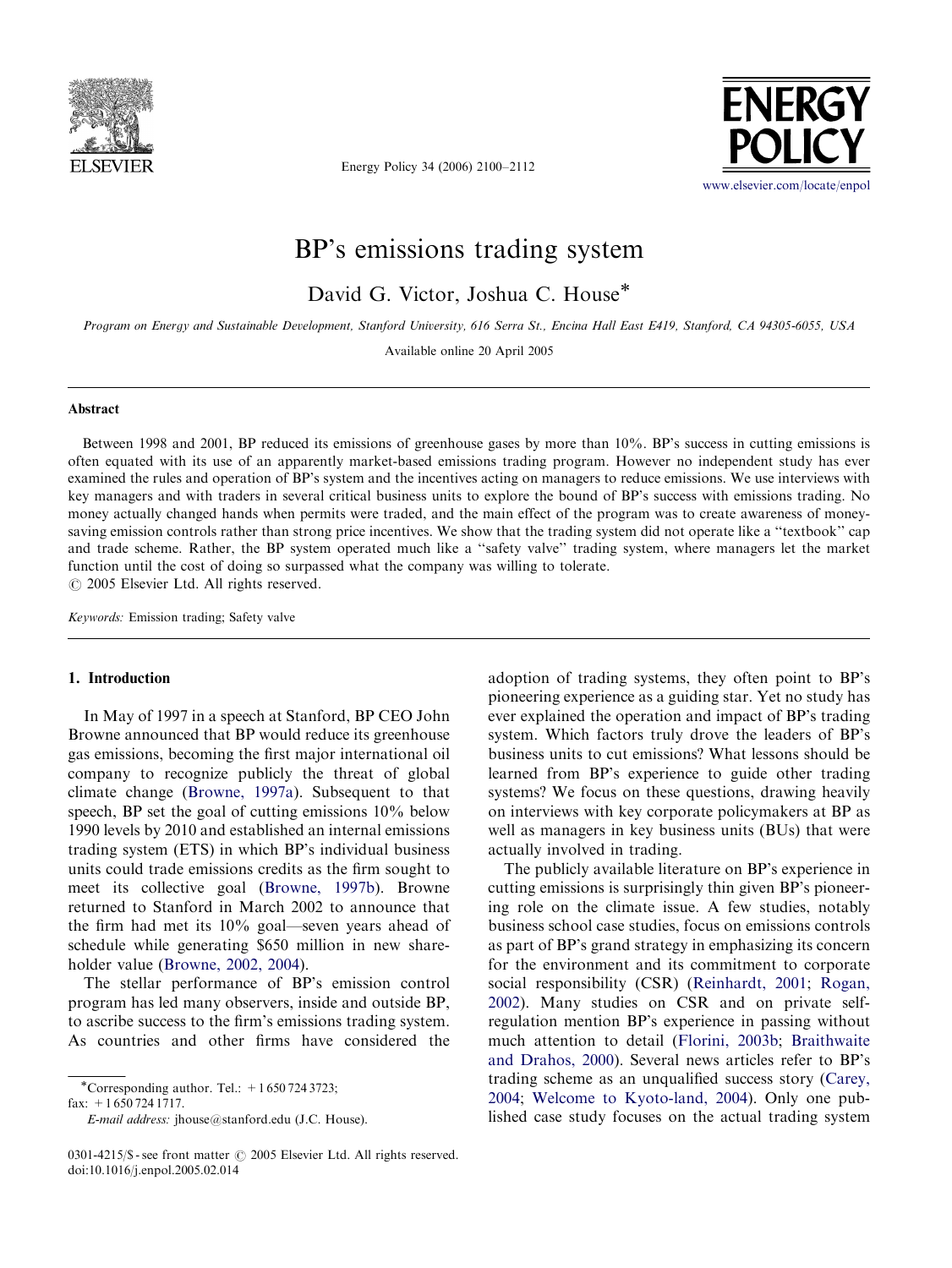# BP's emissions trading system

David G. Victor, Joshua C. House*

*Program on Energy and Sustainable Development, Stanford University, 616 Serra St., Encina Hall East E419, Stanford, CA 94305-6055, USA*

Available online 20 April 2005

## Abstract

Between 1998 and 2001, BP reduced its emissions of greenhouse gases by more than 10%. BP's success in cutting emissions is often equated with its use of an apparently market-based emissions trading program. However no independent study has ever examined the rules and operation of BP's system and the incentives acting on managers to reduce emissions. We use interviews with key managers and with traders in several critical business units to explore the bound of BP's success with emissions trading. No money actually changed hands when permits were traded, and the main effect of the program was to create awareness of money-saving emission controls rather than strong price incentives. We show that the trading system did not operate like a "textbook" cap and trade scheme. Rather, the BP system operated much like a "safety valve" trading system, where managers let the market function until the cost of doing so surpassed what the company was willing to tolerate.
© 2005 Elsevier Ltd. All rights reserved.

*Keywords:* Emission trading; Safety valve

## 1. Introduction

In May of 1997 in a speech at Stanford, BP CEO John Browne announced that BP would reduce its greenhouse gas emissions, becoming the first major international oil company to recognize publicly the threat of global climate change (Browne, 1997a). Subsequent to that speech, BP set the goal of cutting emissions 10% below 1990 levels by 2010 and established an internal emissions trading system (ETS) in which BP's individual business units could trade emissions credits as the firm sought to meet its collective goal (Browne, 1997b). Browne returned to Stanford in March 2002 to announce that the firm had met its 10% goal—seven years ahead of schedule while generating $650 million in new shareholder value (Browne, 2002, 2004).

The stellar performance of BP's emission control program has led many observers, inside and outside BP, to ascribe success to the firm's emissions trading system. As countries and other firms have considered the adoption of trading systems, they often point to BP's pioneering experience as a guiding star. Yet no study has ever explained the operation and impact of BP's trading system. Which factors truly drove the leaders of BP's business units to cut emissions? What lessons should be learned from BP's experience to guide other trading systems? We focus on these questions, drawing heavily on interviews with key corporate policymakers at BP as well as managers in key business units (BUs) that were actually involved in trading.

The publicly available literature on BP's experience in cutting emissions is surprisingly thin given BP's pioneering role on the climate issue. A few studies, notably business school case studies, focus on emissions controls as part of BP's grand strategy in emphasizing its concern for the environment and its commitment to corporate social responsibility (CSR) (Reinhardt, 2001; Rogan, 2002). Many studies on CSR and on private self-regulation mention BP's experience in passing without much attention to detail (Florini, 2003b; Braithwaite and Drahos, 2000). Several news articles refer to BP's trading scheme as an unqualified success story (Carey, 2004; Welcome to Kyoto-land, 2004). Only one published case study focuses on the actual trading system

*Corresponding author. Tel.: +1 650 724 3723; fax: +1 650 724 1717.
*E-mail address:* jhouse@stanford.edu (J.C. House).

0301-4215/$ - see front matter © 2005 Elsevier Ltd. All rights reserved.
doi:10.1016/j.enpol.2005.02.014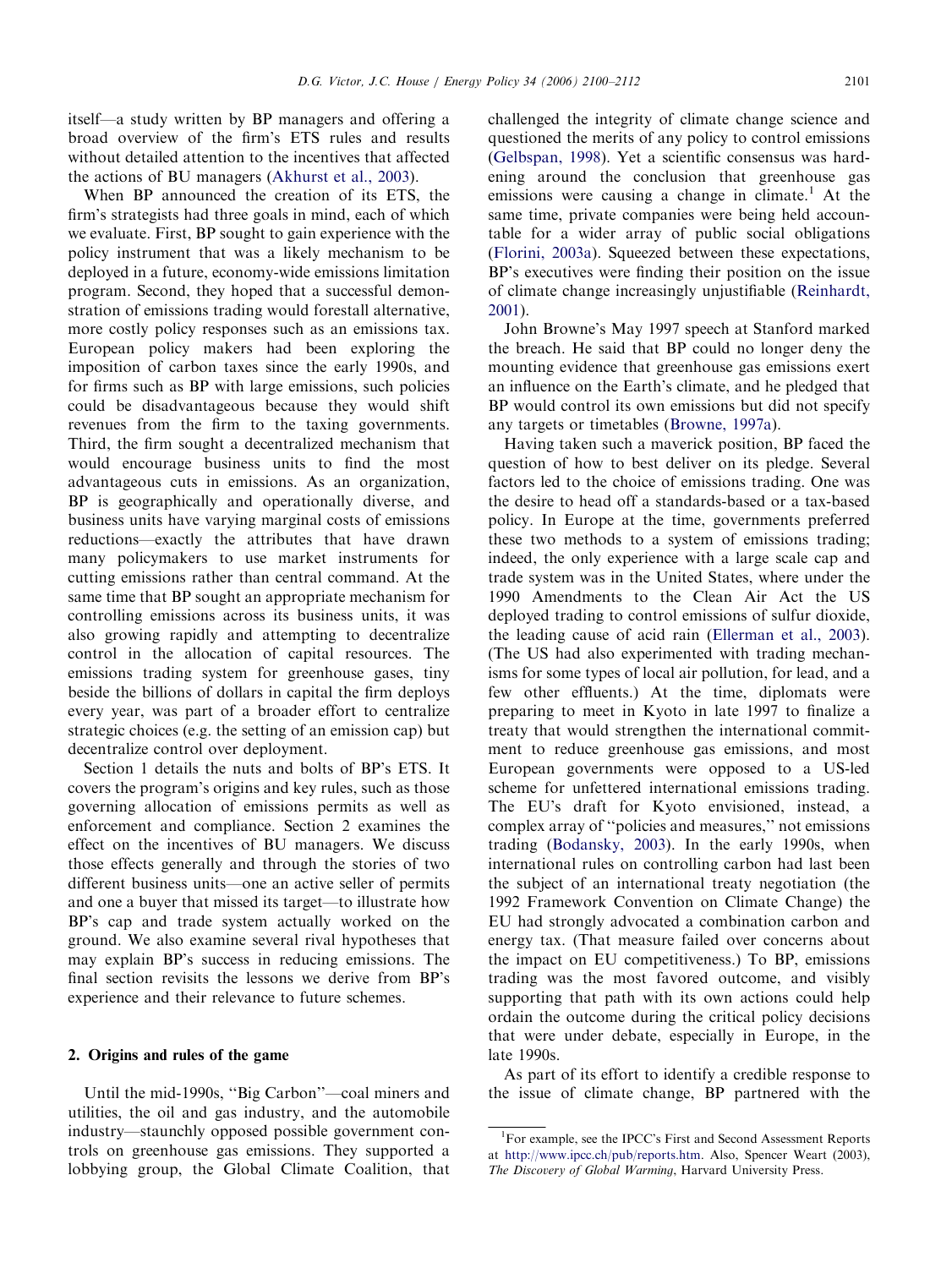itself—a study written by BP managers and offering a broad overview of the firm's ETS rules and results without detailed attention to the incentives that affected the actions of BU managers (Akhurst et al., 2003).

When BP announced the creation of its ETS, the firm's strategists had three goals in mind, each of which we evaluate. First, BP sought to gain experience with the policy instrument that was a likely mechanism to be deployed in a future, economy-wide emissions limitation program. Second, they hoped that a successful demonstration of emissions trading would forestall alternative, more costly policy responses such as an emissions tax. European policy makers had been exploring the imposition of carbon taxes since the early 1990s, and for firms such as BP with large emissions, such policies could be disadvantageous because they would shift revenues from the firm to the taxing governments. Third, the firm sought a decentralized mechanism that would encourage business units to find the most advantageous cuts in emissions. As an organization, BP is geographically and operationally diverse, and business units have varying marginal costs of emissions reductions—exactly the attributes that have drawn many policymakers to use market instruments for cutting emissions rather than central command. At the same time that BP sought an appropriate mechanism for controlling emissions across its business units, it was also growing rapidly and attempting to decentralize control in the allocation of capital resources. The emissions trading system for greenhouse gases, tiny beside the billions of dollars in capital the firm deploys every year, was part of a broader effort to centralize strategic choices (e.g. the setting of an emission cap) but decentralize control over deployment.

Section 1 details the nuts and bolts of BP's ETS. It covers the program's origins and key rules, such as those governing allocation of emissions permits as well as enforcement and compliance. Section 2 examines the effect on the incentives of BU managers. We discuss those effects generally and through the stories of two different business units—one an active seller of permits and one a buyer that missed its target—to illustrate how BP's cap and trade system actually worked on the ground. We also examine several rival hypotheses that may explain BP's success in reducing emissions. The final section revisits the lessons we derive from BP's experience and their relevance to future schemes.

## 2. Origins and rules of the game

Until the mid-1990s, "Big Carbon"—coal miners and utilities, the oil and gas industry, and the automobile industry—staunchly opposed possible government controls on greenhouse gas emissions. They supported a lobbying group, the Global Climate Coalition, that challenged the integrity of climate change science and questioned the merits of any policy to control emissions (Gelbspan, 1998). Yet a scientific consensus was hardening around the conclusion that greenhouse gas emissions were causing a change in climate.[1] At the same time, private companies were being held accountable for a wider array of public social obligations (Florini, 2003a). Squeezed between these expectations, BP's executives were finding their position on the issue of climate change increasingly unjustifiable (Reinhardt, 2001).

John Browne's May 1997 speech at Stanford marked the breach. He said that BP could no longer deny the mounting evidence that greenhouse gas emissions exert an influence on the Earth's climate, and he pledged that BP would control its own emissions but did not specify any targets or timetables (Browne, 1997a).

Having taken such a maverick position, BP faced the question of how to best deliver on its pledge. Several factors led to the choice of emissions trading. One was the desire to head off a standards-based or a tax-based policy. In Europe at the time, governments preferred these two methods to a system of emissions trading; indeed, the only experience with a large scale cap and trade system was in the United States, where under the 1990 Amendments to the Clean Air Act the US deployed trading to control emissions of sulfur dioxide, the leading cause of acid rain (Ellerman et al., 2003). (The US had also experimented with trading mechanisms for some types of local air pollution, for lead, and a few other effluents.) At the time, diplomats were preparing to meet in Kyoto in late 1997 to finalize a treaty that would strengthen the international commitment to reduce greenhouse gas emissions, and most European governments were opposed to a US-led scheme for unfettered international emissions trading. The EU's draft for Kyoto envisioned, instead, a complex array of "policies and measures," not emissions trading (Bodansky, 2003). In the early 1990s, when international rules on controlling carbon had last been the subject of an international treaty negotiation (the 1992 Framework Convention on Climate Change) the EU had strongly advocated a combination carbon and energy tax. (That measure failed over concerns about the impact on EU competitiveness.) To BP, emissions trading was the most favored outcome, and visibly supporting that path with its own actions could help ordain the outcome during the critical policy decisions that were under debate, especially in Europe, in the late 1990s.

As part of its effort to identify a credible response to the issue of climate change, BP partnered with the

[1] For example, see the IPCC's First and Second Assessment Reports at http://www.ipcc.ch/pub/reports.htm. Also, Spencer Weart (2003), *The Discovery of Global Warming*, Harvard University Press.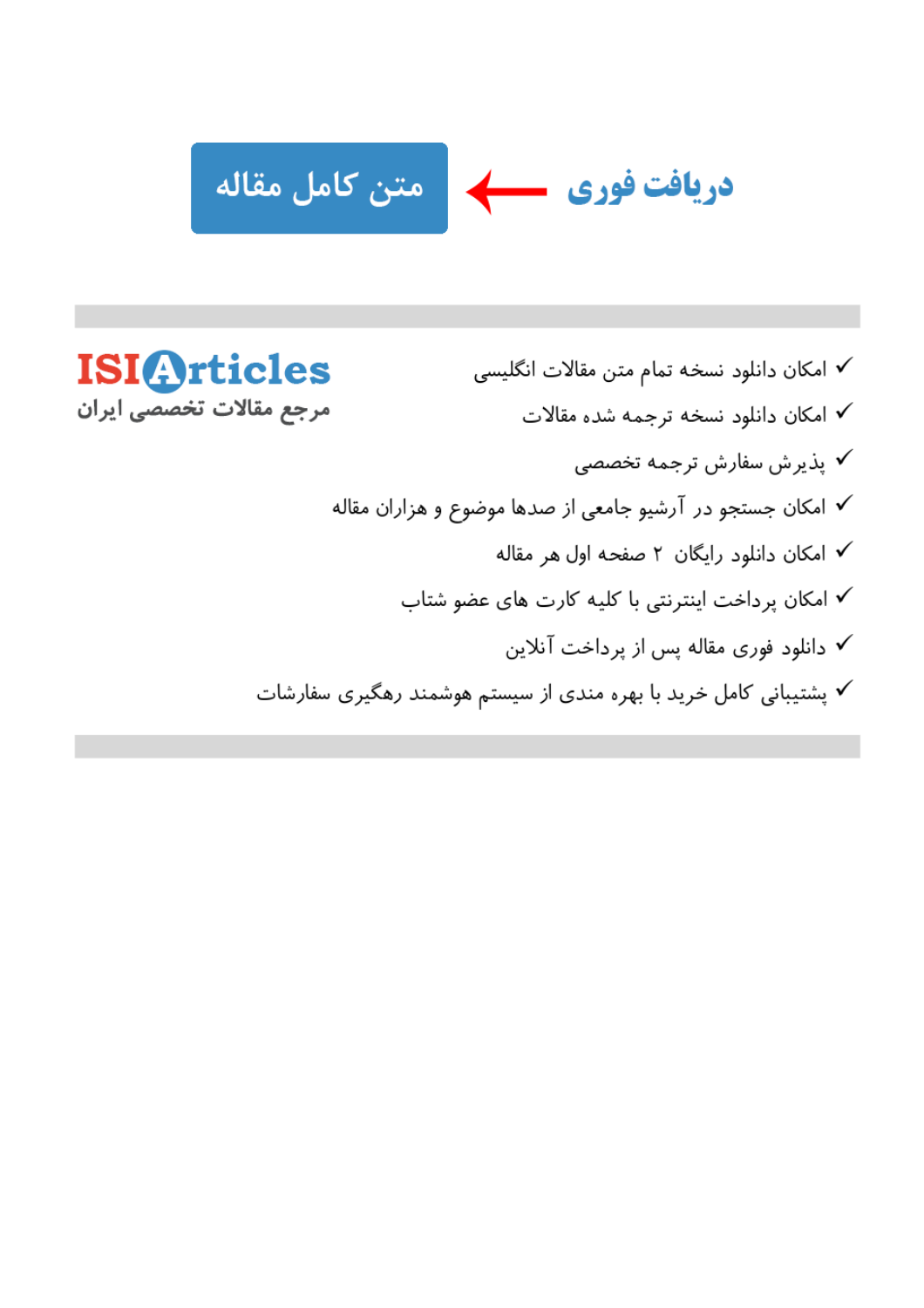دریافت فوری ← متن کامل مقاله

**ISIArticles**

مرجع مقالات تخصصی ایران

- ✓ امکان دانلود نسخه تمام متن مقالات انگلیسی
- ✓ امکان دانلود نسخه ترجمه شده مقالات
- ✓ پذیرش سفارش ترجمه تخصصی
- ✓ امکان جستجو در آرشیو جامعی از صدها موضوع و هزاران مقاله
- ✓ امکان دانلود رایگان ۲ صفحه اول هر مقاله
- ✓ امکان پرداخت اینترنتی با کلیه کارت های عضو شتاب
- ✓ دانلود فوری مقاله پس از پرداخت آنلاین
- ✓ پشتیبانی کامل خرید با بهره مندی از سیستم هوشمند رهگیری سفارشات